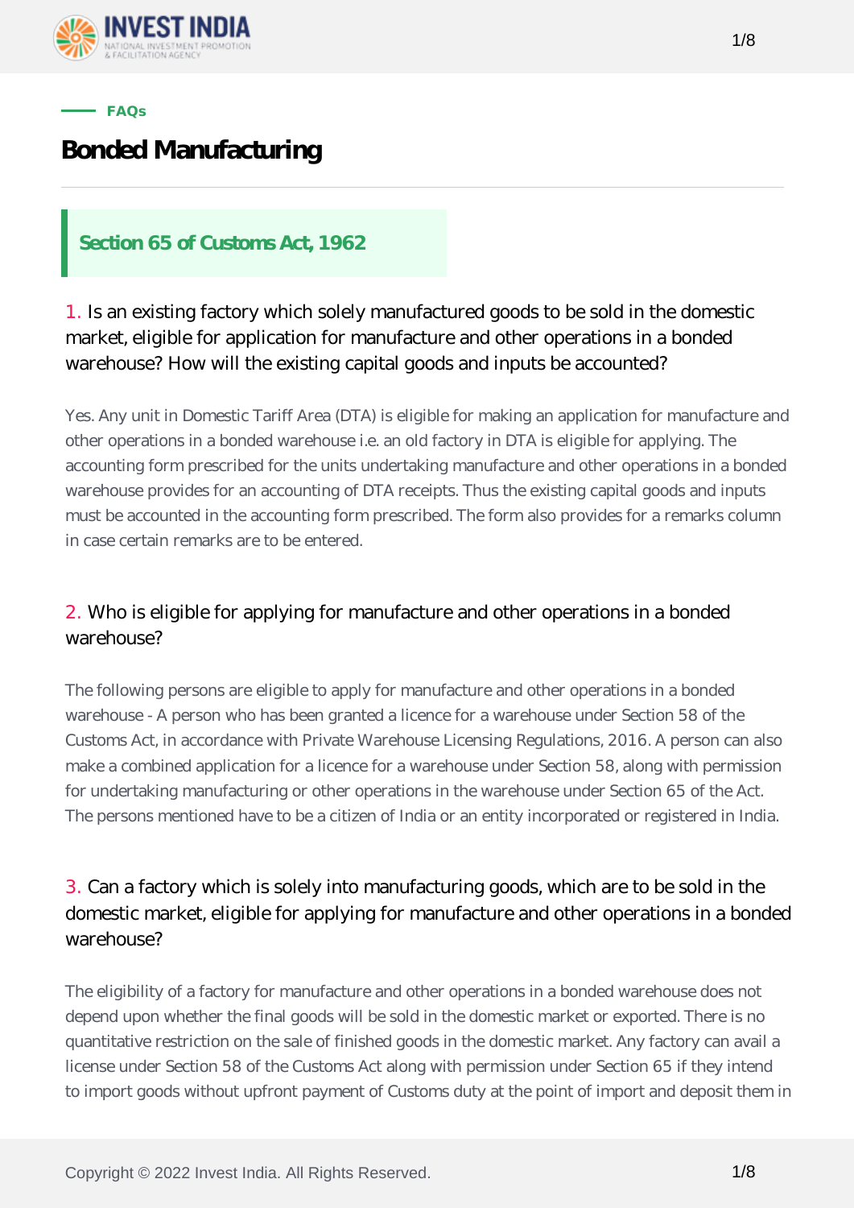FAQs

# Bonded Manufacturing

## Section 65 of Customs Act, 1962

### 1. Is an existing factory which solely manufactured goods to be sold in the domestic market, eligible for application for manufacture and other operations in a bonded warehouse? How will the existing capital goods and inputs be accounted?

Yes. Any unit in Domestic Tariff Area (DTA) is eligible for making an application for manufacture and other operations in a bonded warehouse i.e. an old factory in DTA is eligible for applying. The accounting form prescribed for the units undertaking manufacture and other operations in a bonded warehouse provides for an accounting of DTA receipts. Thus the existing capital goods and inputs must be accounted in the accounting form prescribed. The form also provides for a remarks column in case certain remarks are to be entered.

### 2. Who is eligible for applying for manufacture and other operations in a bonded warehouse?

The following persons are eligible to apply for manufacture and other operations in a bonded warehouse - A person who has been granted a licence for a warehouse under Section 58 of the Customs Act, in accordance with Private Warehouse Licensing Regulations, 2016. A person can also make a combined application for a licence for a warehouse under Section 58, along with permission for undertaking manufacturing or other operations in the warehouse under Section 65 of the Act. The persons mentioned have to be a citizen of India or an entity incorporated or registered in India.

### 3. Can a factory which is solely into manufacturing goods, which are to be sold in the domestic market, eligible for applying for manufacture and other operations in a bonded warehouse?

The eligibility of a factory for manufacture and other operations in a bonded warehouse does not depend upon whether the final goods will be sold in the domestic market or exported. There is no quantitative restriction on the sale of finished goods in the domestic market. Any factory can avail a license under Section 58 of the Customs Act along with permission under Section 65 if they intend to import goods without upfront payment of Customs duty at the point of import and deposit them in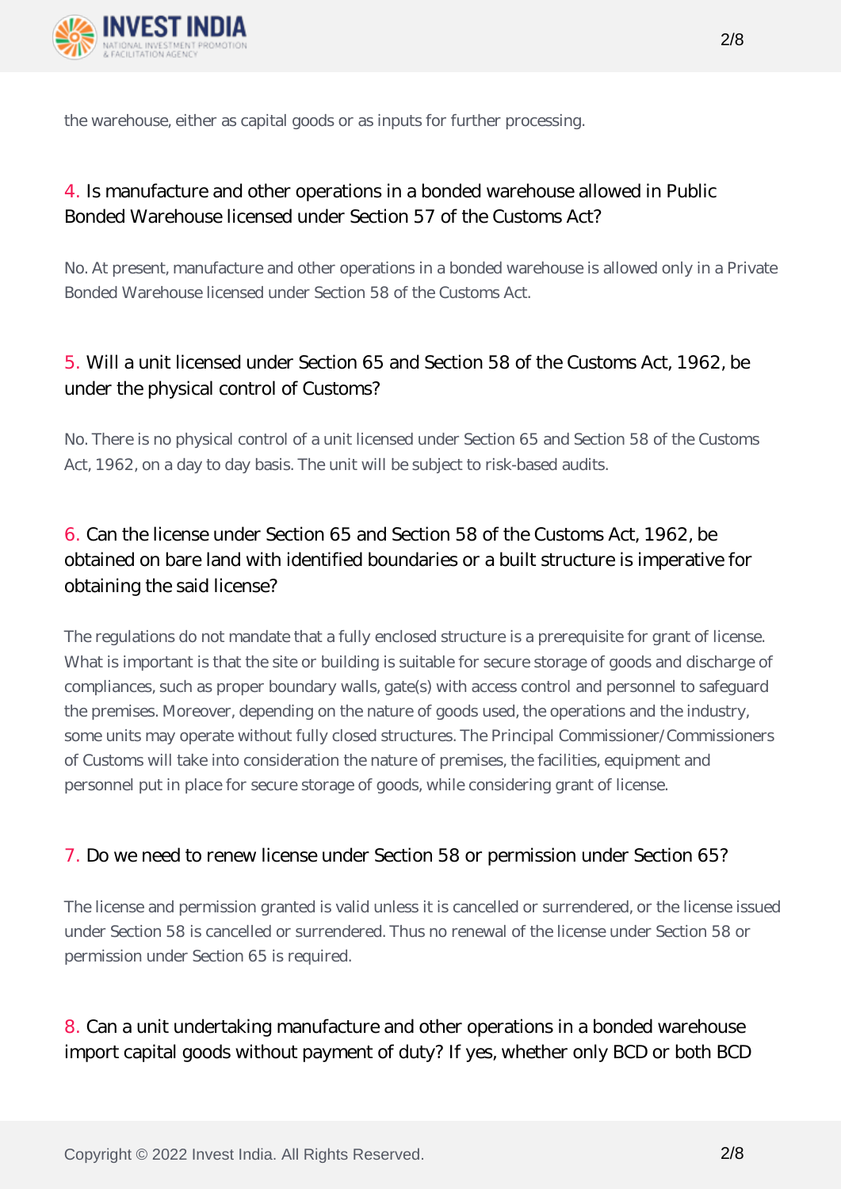the warehouse, either as capital goods or as inputs for further processing.

### 4. Is manufacture and other operations in a bonded warehouse allowed in Public Bonded Warehouse licensed under Section 57 of the Customs Act?

No. At present, manufacture and other operations in a bonded warehouse is allowed only in a Private Bonded Warehouse licensed under Section 58 of the Customs Act.

### 5. Will a unit licensed under Section 65 and Section 58 of the Customs Act, 1962, be under the physical control of Customs?

No. There is no physical control of a unit licensed under Section 65 and Section 58 of the Customs Act, 1962, on a day to day basis. The unit will be subject to risk-based audits.

### 6. Can the license under Section 65 and Section 58 of the Customs Act, 1962, be obtained on bare land with identified boundaries or a built structure is imperative for obtaining the said license?

The regulations do not mandate that a fully enclosed structure is a prerequisite for grant of license. What is important is that the site or building is suitable for secure storage of goods and discharge of compliances, such as proper boundary walls, gate(s) with access control and personnel to safeguard the premises. Moreover, depending on the nature of goods used, the operations and the industry, some units may operate without fully closed structures. The Principal Commissioner/Commissioners of Customs will take into consideration the nature of premises, the facilities, equipment and personnel put in place for secure storage of goods, while considering grant of license.

### 7. Do we need to renew license under Section 58 or permission under Section 65?

The license and permission granted is valid unless it is cancelled or surrendered, or the license issued under Section 58 is cancelled or surrendered. Thus no renewal of the license under Section 58 or permission under Section 65 is required.

### 8. Can a unit undertaking manufacture and other operations in a bonded warehouse import capital goods without payment of duty? If yes, whether only BCD or both BCD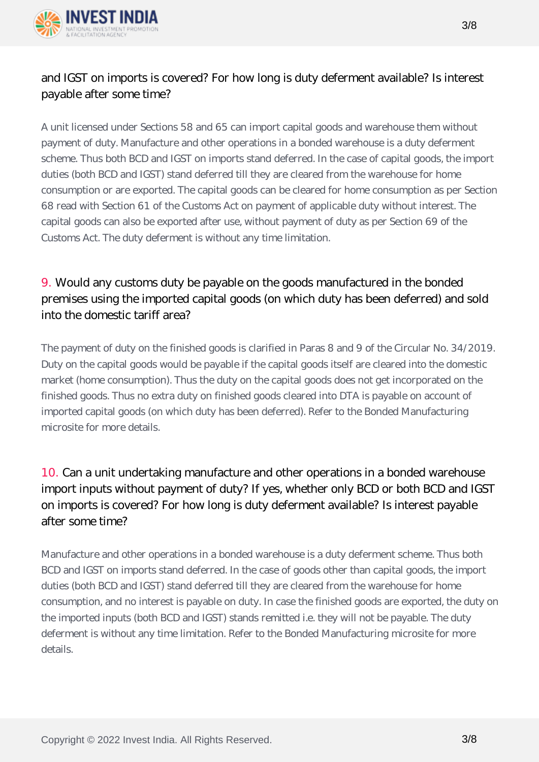and IGST on imports is covered? For how long is duty deferment available? Is interest payable after some time?

A unit licensed under Sections 58 and 65 can import capital goods and warehouse them without payment of duty. Manufacture and other operations in a bonded warehouse is a duty deferment scheme. Thus both BCD and IGST on imports stand deferred. In the case of capital goods, the import duties (both BCD and IGST) stand deferred till they are cleared from the warehouse for home consumption or are exported. The capital goods can be cleared for home consumption as per Section 68 read with Section 61 of the Customs Act on payment of applicable duty without interest. The capital goods can also be exported after use, without payment of duty as per Section 69 of the Customs Act. The duty deferment is without any time limitation.

### 9. Would any customs duty be payable on the goods manufactured in the bonded premises using the imported capital goods (on which duty has been deferred) and sold into the domestic tariff area?

The payment of duty on the finished goods is clarified in Paras 8 and 9 of the Circular No. 34/2019. Duty on the capital goods would be payable if the capital goods itself are cleared into the domestic market (home consumption). Thus the duty on the capital goods does not get incorporated on the finished goods. Thus no extra duty on finished goods cleared into DTA is payable on account of imported capital goods (on which duty has been deferred). Refer to the Bonded Manufacturing microsite for more details.

### 10. Can a unit undertaking manufacture and other operations in a bonded warehouse import inputs without payment of duty? If yes, whether only BCD or both BCD and IGST on imports is covered? For how long is duty deferment available? Is interest payable after some time?

Manufacture and other operations in a bonded warehouse is a duty deferment scheme. Thus both BCD and IGST on imports stand deferred. In the case of goods other than capital goods, the import duties (both BCD and IGST) stand deferred till they are cleared from the warehouse for home consumption, and no interest is payable on duty. In case the finished goods are exported, the duty on the imported inputs (both BCD and IGST) stands remitted i.e. they will not be payable. The duty deferment is without any time limitation. Refer to the Bonded Manufacturing microsite for more details.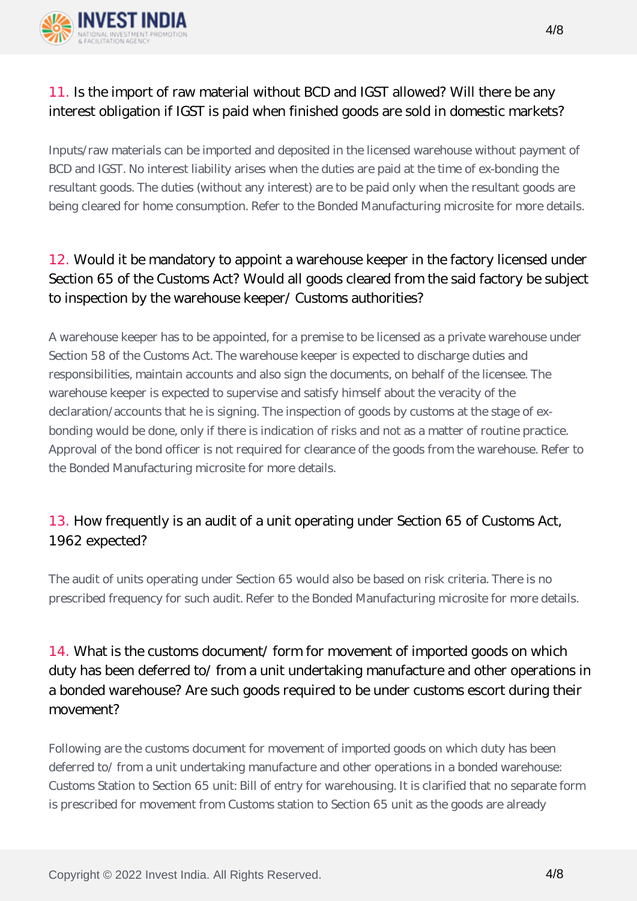### 11. Is the import of raw material without BCD and IGST allowed? Will there be any interest obligation if IGST is paid when finished goods are sold in domestic markets?

Inputs/raw materials can be imported and deposited in the licensed warehouse without payment of BCD and IGST. No interest liability arises when the duties are paid at the time of ex-bonding the resultant goods. The duties (without any interest) are to be paid only when the resultant goods are being cleared for home consumption. Refer to the Bonded Manufacturing microsite for more details.

### 12. Would it be mandatory to appoint a warehouse keeper in the factory licensed under Section 65 of the Customs Act? Would all goods cleared from the said factory be subject to inspection by the warehouse keeper/ Customs authorities?

A warehouse keeper has to be appointed, for a premise to be licensed as a private warehouse under Section 58 of the Customs Act. The warehouse keeper is expected to discharge duties and responsibilities, maintain accounts and also sign the documents, on behalf of the licensee. The warehouse keeper is expected to supervise and satisfy himself about the veracity of the declaration/accounts that he is signing. The inspection of goods by customs at the stage of ex-bonding would be done, only if there is indication of risks and not as a matter of routine practice. Approval of the bond officer is not required for clearance of the goods from the warehouse. Refer to the Bonded Manufacturing microsite for more details.

### 13. How frequently is an audit of a unit operating under Section 65 of Customs Act, 1962 expected?

The audit of units operating under Section 65 would also be based on risk criteria. There is no prescribed frequency for such audit. Refer to the Bonded Manufacturing microsite for more details.

### 14. What is the customs document/ form for movement of imported goods on which duty has been deferred to/ from a unit undertaking manufacture and other operations in a bonded warehouse? Are such goods required to be under customs escort during their movement?

Following are the customs document for movement of imported goods on which duty has been deferred to/ from a unit undertaking manufacture and other operations in a bonded warehouse: Customs Station to Section 65 unit: Bill of entry for warehousing. It is clarified that no separate form is prescribed for movement from Customs station to Section 65 unit as the goods are already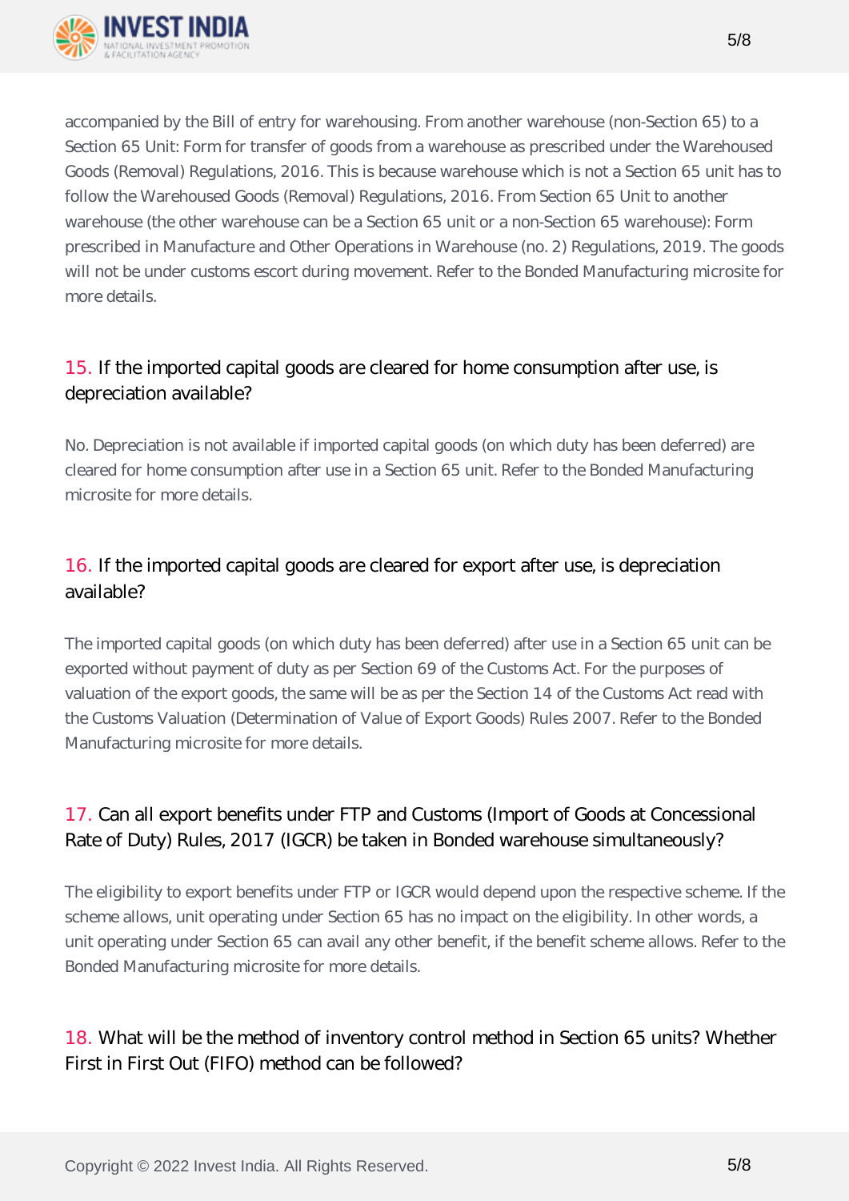accompanied by the Bill of entry for warehousing. From another warehouse (non-Section 65) to a Section 65 Unit: Form for transfer of goods from a warehouse as prescribed under the Warehoused Goods (Removal) Regulations, 2016. This is because warehouse which is not a Section 65 unit has to follow the Warehoused Goods (Removal) Regulations, 2016. From Section 65 Unit to another warehouse (the other warehouse can be a Section 65 unit or a non-Section 65 warehouse): Form prescribed in Manufacture and Other Operations in Warehouse (no. 2) Regulations, 2019. The goods will not be under customs escort during movement. Refer to the Bonded Manufacturing microsite for more details.

### 15. If the imported capital goods are cleared for home consumption after use, is depreciation available?

No. Depreciation is not available if imported capital goods (on which duty has been deferred) are cleared for home consumption after use in a Section 65 unit. Refer to the Bonded Manufacturing microsite for more details.

### 16. If the imported capital goods are cleared for export after use, is depreciation available?

The imported capital goods (on which duty has been deferred) after use in a Section 65 unit can be exported without payment of duty as per Section 69 of the Customs Act. For the purposes of valuation of the export goods, the same will be as per the Section 14 of the Customs Act read with the Customs Valuation (Determination of Value of Export Goods) Rules 2007. Refer to the Bonded Manufacturing microsite for more details.

### 17. Can all export benefits under FTP and Customs (Import of Goods at Concessional Rate of Duty) Rules, 2017 (IGCR) be taken in Bonded warehouse simultaneously?

The eligibility to export benefits under FTP or IGCR would depend upon the respective scheme. If the scheme allows, unit operating under Section 65 has no impact on the eligibility. In other words, a unit operating under Section 65 can avail any other benefit, if the benefit scheme allows. Refer to the Bonded Manufacturing microsite for more details.

### 18. What will be the method of inventory control method in Section 65 units? Whether First in First Out (FIFO) method can be followed?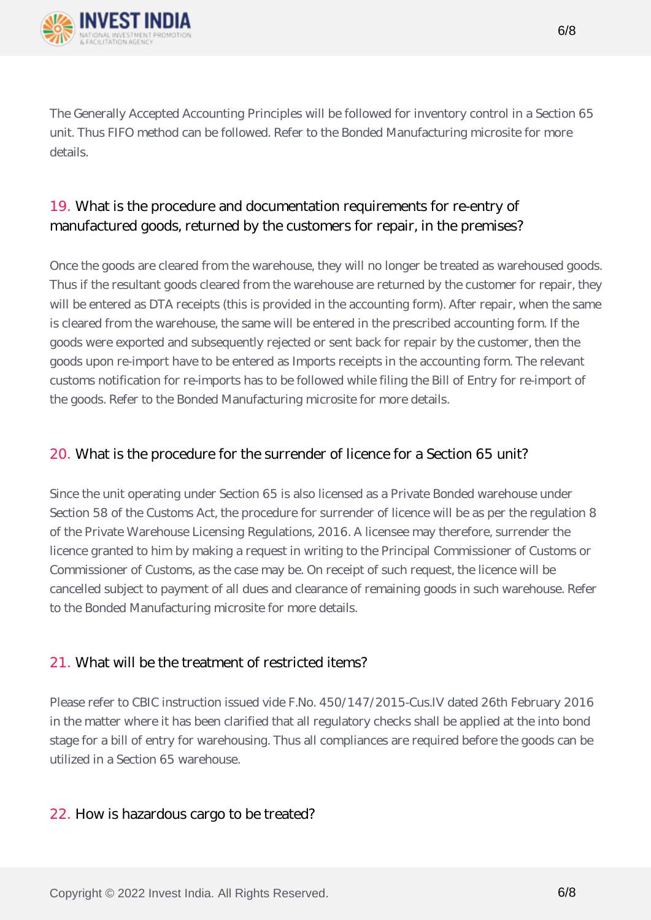The Generally Accepted Accounting Principles will be followed for inventory control in a Section 65 unit. Thus FIFO method can be followed. Refer to the Bonded Manufacturing microsite for more details.

### 19. What is the procedure and documentation requirements for re-entry of manufactured goods, returned by the customers for repair, in the premises?

Once the goods are cleared from the warehouse, they will no longer be treated as warehoused goods. Thus if the resultant goods cleared from the warehouse are returned by the customer for repair, they will be entered as DTA receipts (this is provided in the accounting form). After repair, when the same is cleared from the warehouse, the same will be entered in the prescribed accounting form. If the goods were exported and subsequently rejected or sent back for repair by the customer, then the goods upon re-import have to be entered as Imports receipts in the accounting form. The relevant customs notification for re-imports has to be followed while filing the Bill of Entry for re-import of the goods. Refer to the Bonded Manufacturing microsite for more details.

### 20. What is the procedure for the surrender of licence for a Section 65 unit?

Since the unit operating under Section 65 is also licensed as a Private Bonded warehouse under Section 58 of the Customs Act, the procedure for surrender of licence will be as per the regulation 8 of the Private Warehouse Licensing Regulations, 2016. A licensee may therefore, surrender the licence granted to him by making a request in writing to the Principal Commissioner of Customs or Commissioner of Customs, as the case may be. On receipt of such request, the licence will be cancelled subject to payment of all dues and clearance of remaining goods in such warehouse. Refer to the Bonded Manufacturing microsite for more details.

### 21. What will be the treatment of restricted items?

Please refer to CBIC instruction issued vide F.No. 450/147/2015-Cus.IV dated 26th February 2016 in the matter where it has been clarified that all regulatory checks shall be applied at the into bond stage for a bill of entry for warehousing. Thus all compliances are required before the goods can be utilized in a Section 65 warehouse.

### 22. How is hazardous cargo to be treated?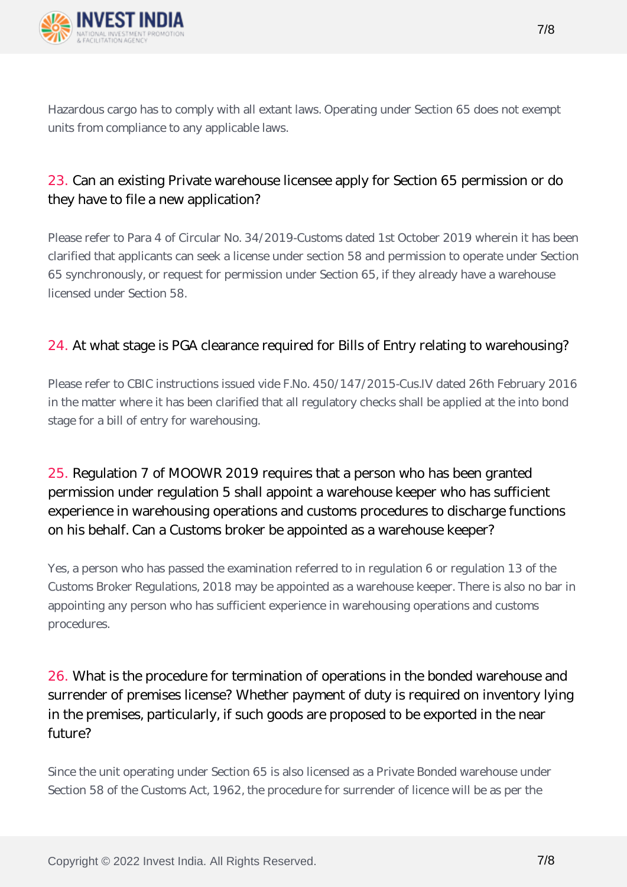Hazardous cargo has to comply with all extant laws. Operating under Section 65 does not exempt units from compliance to any applicable laws.

### 23. Can an existing Private warehouse licensee apply for Section 65 permission or do they have to file a new application?

Please refer to Para 4 of Circular No. 34/2019-Customs dated 1st October 2019 wherein it has been clarified that applicants can seek a license under section 58 and permission to operate under Section 65 synchronously, or request for permission under Section 65, if they already have a warehouse licensed under Section 58.

### 24. At what stage is PGA clearance required for Bills of Entry relating to warehousing?

Please refer to CBIC instructions issued vide F.No. 450/147/2015-Cus.IV dated 26th February 2016 in the matter where it has been clarified that all regulatory checks shall be applied at the into bond stage for a bill of entry for warehousing.

### 25. Regulation 7 of MOOWR 2019 requires that a person who has been granted permission under regulation 5 shall appoint a warehouse keeper who has sufficient experience in warehousing operations and customs procedures to discharge functions on his behalf. Can a Customs broker be appointed as a warehouse keeper?

Yes, a person who has passed the examination referred to in regulation 6 or regulation 13 of the Customs Broker Regulations, 2018 may be appointed as a warehouse keeper. There is also no bar in appointing any person who has sufficient experience in warehousing operations and customs procedures.

### 26. What is the procedure for termination of operations in the bonded warehouse and surrender of premises license? Whether payment of duty is required on inventory lying in the premises, particularly, if such goods are proposed to be exported in the near future?

Since the unit operating under Section 65 is also licensed as a Private Bonded warehouse under Section 58 of the Customs Act, 1962, the procedure for surrender of licence will be as per the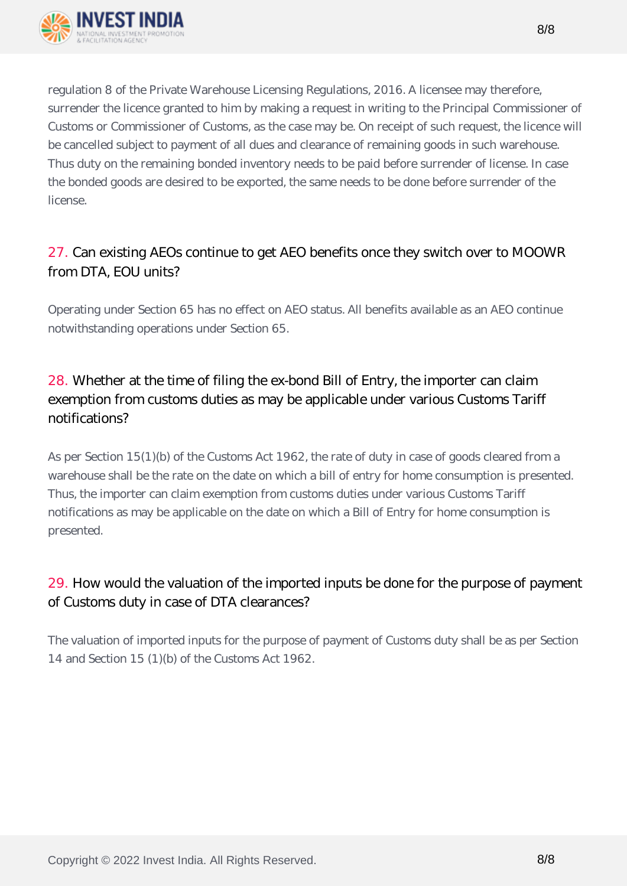regulation 8 of the Private Warehouse Licensing Regulations, 2016. A licensee may therefore, surrender the licence granted to him by making a request in writing to the Principal Commissioner of Customs or Commissioner of Customs, as the case may be. On receipt of such request, the licence will be cancelled subject to payment of all dues and clearance of remaining goods in such warehouse. Thus duty on the remaining bonded inventory needs to be paid before surrender of license. In case the bonded goods are desired to be exported, the same needs to be done before surrender of the license.

### 27. Can existing AEOs continue to get AEO benefits once they switch over to MOOWR from DTA, EOU units?

Operating under Section 65 has no effect on AEO status. All benefits available as an AEO continue notwithstanding operations under Section 65.

### 28. Whether at the time of filing the ex-bond Bill of Entry, the importer can claim exemption from customs duties as may be applicable under various Customs Tariff notifications?

As per Section 15(1)(b) of the Customs Act 1962, the rate of duty in case of goods cleared from a warehouse shall be the rate on the date on which a bill of entry for home consumption is presented. Thus, the importer can claim exemption from customs duties under various Customs Tariff notifications as may be applicable on the date on which a Bill of Entry for home consumption is presented.

### 29. How would the valuation of the imported inputs be done for the purpose of payment of Customs duty in case of DTA clearances?

The valuation of imported inputs for the purpose of payment of Customs duty shall be as per Section 14 and Section 15 (1)(b) of the Customs Act 1962.